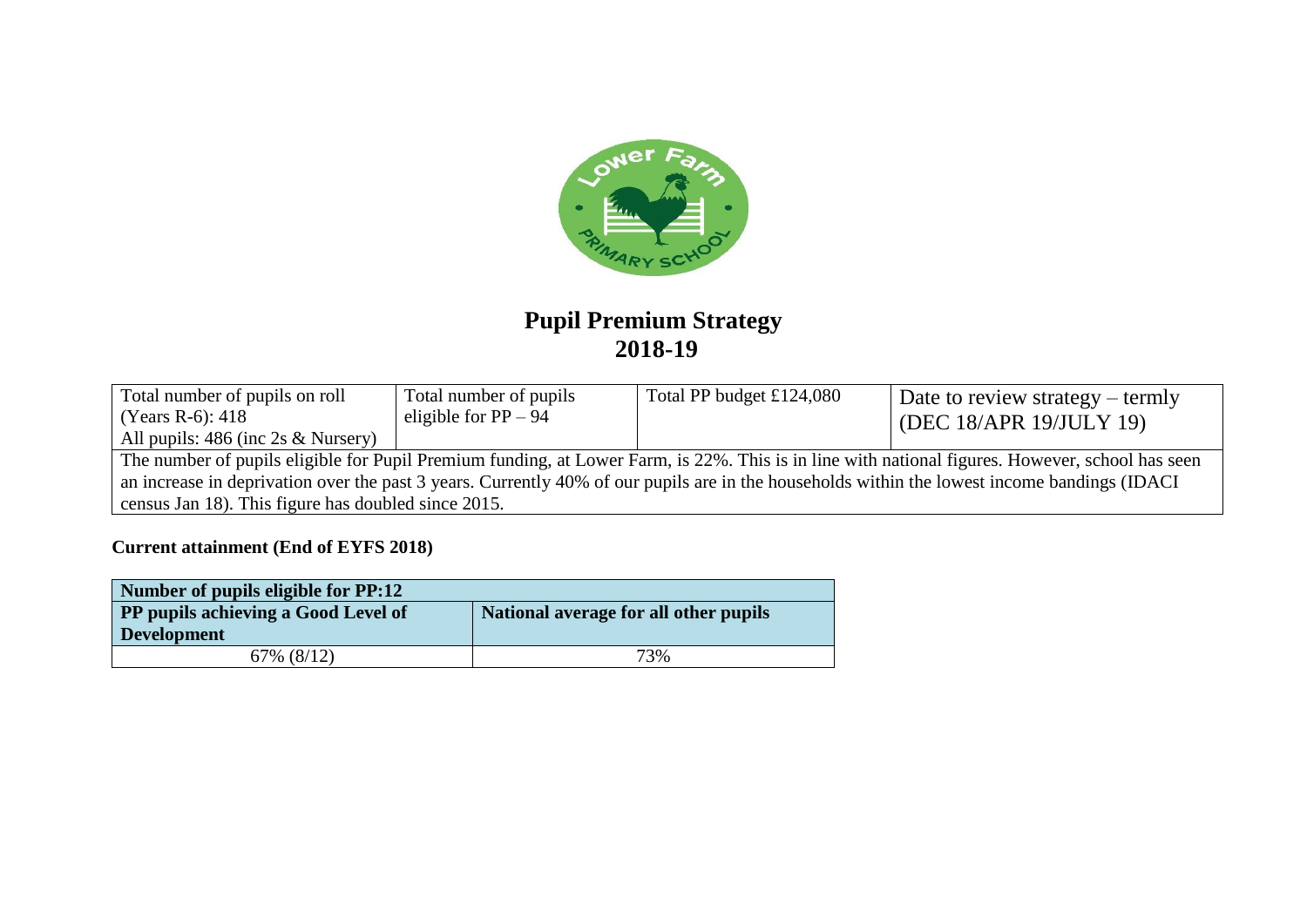# Pupil Premium Strategy
# 2018-19

| Total number of pupils on roll (Years R-6): 418<br>All pupils: 486 (inc 2s & Nursery) | Total number of pupils eligible for PP – 94 | Total PP budget £124,080 | Date to review strategy – termly (DEC 18/APR 19/JULY 19) |
|---|---|---|---|
| The number of pupils eligible for Pupil Premium funding, at Lower Farm, is 22%. This is in line with national figures. However, school has seen an increase in deprivation over the past 3 years. Currently 40% of our pupils are in the households within the lowest income bandings (IDACI census Jan 18). This figure has doubled since 2015. | | | |

**Current attainment (End of EYFS 2018)**

| **Number of pupils eligible for PP:12** | |
|---|---|
| **PP pupils achieving a Good Level of Development** | **National average for all other pupils** |
| 67% (8/12) | 73% |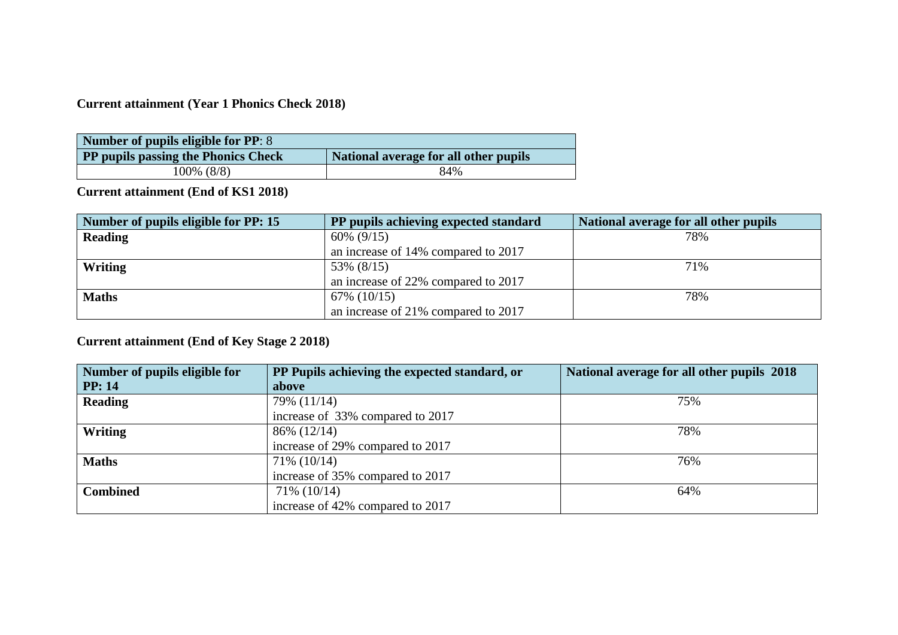**Current attainment (Year 1 Phonics Check 2018)**

| **Number of pupils eligible for PP**: 8 | |
|---|---|
| **PP pupils passing the Phonics Check** | **National average for all other pupils** |
| 100% (8/8) | 84% |

**Current attainment (End of KS1 2018)**

| **Number of pupils eligible for PP: 15** | **PP pupils achieving expected standard** | **National average for all other pupils** |
|---|---|---|
| **Reading** | 60% (9/15)<br>an increase of 14% compared to 2017 | 78% |
| **Writing** | 53% (8/15)<br>an increase of 22% compared to 2017 | 71% |
| **Maths** | 67% (10/15)<br>an increase of 21% compared to 2017 | 78% |

**Current attainment (End of Key Stage 2 2018)**

| **Number of pupils eligible for PP: 14** | **PP Pupils achieving the expected standard, or above** | **National average for all other pupils 2018** |
|---|---|---|
| **Reading** | 79% (11/14)<br>increase of 33% compared to 2017 | 75% |
| **Writing** | 86% (12/14)<br>increase of 29% compared to 2017 | 78% |
| **Maths** | 71% (10/14)<br>increase of 35% compared to 2017 | 76% |
| **Combined** | 71% (10/14)<br>increase of 42% compared to 2017 | 64% |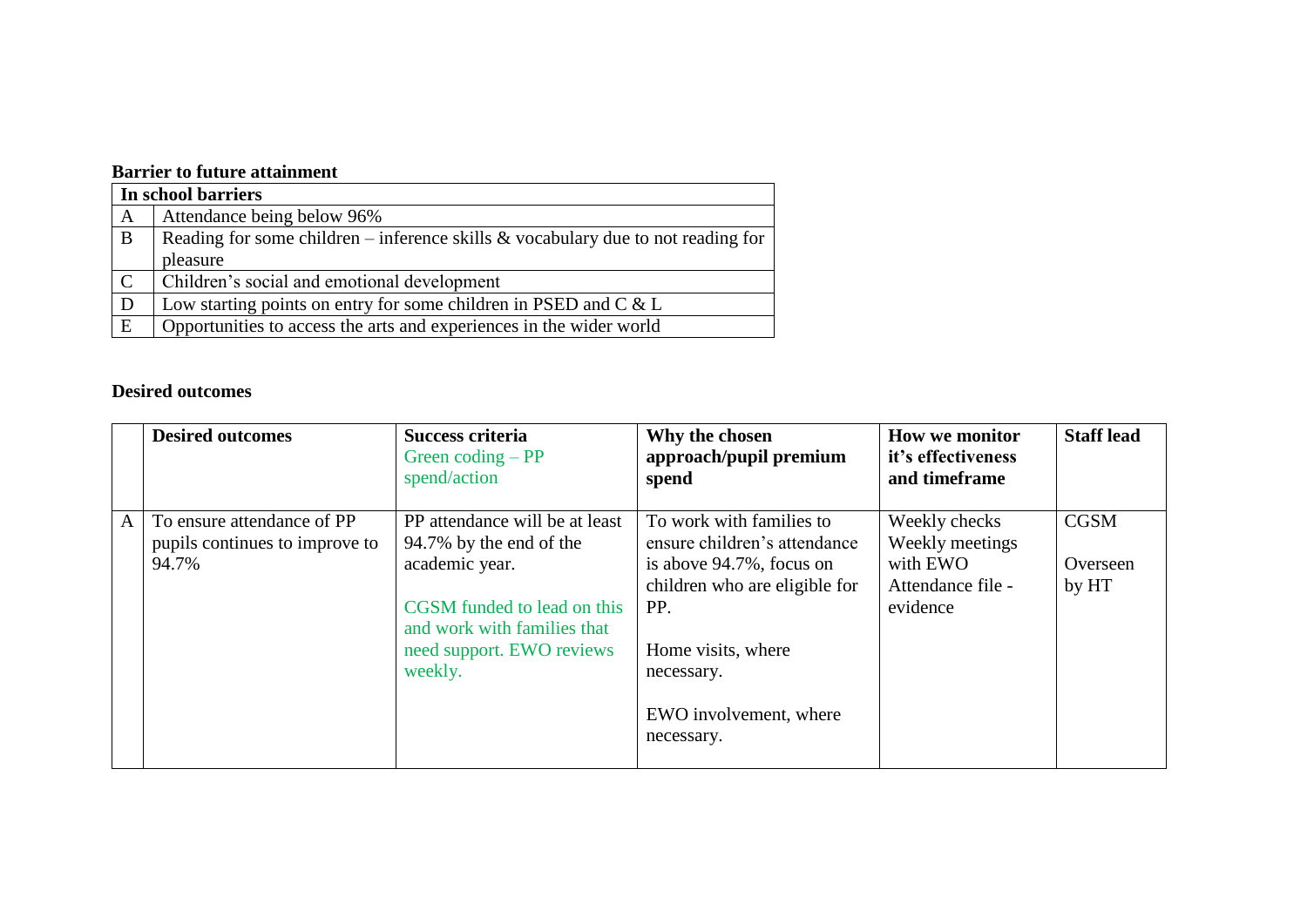**Barrier to future attainment**

| In school barriers | |
|---|---|
| A | Attendance being below 96% |
| B | Reading for some children – inference skills & vocabulary due to not reading for pleasure |
| C | Children's social and emotional development |
| D | Low starting points on entry for some children in PSED and C & L |
| E | Opportunities to access the arts and experiences in the wider world |

**Desired outcomes**

| | Desired outcomes | Success criteria<br>Green coding – PP spend/action | Why the chosen approach/pupil premium spend | How we monitor it's effectiveness and timeframe | Staff lead |
|---|---|---|---|---|---|
| A | To ensure attendance of PP pupils continues to improve to 94.7% | PP attendance will be at least 94.7% by the end of the academic year.<br><br>CGSM funded to lead on this and work with families that need support. EWO reviews weekly. | To work with families to ensure children's attendance is above 94.7%, focus on children who are eligible for PP.<br><br>Home visits, where necessary.<br><br>EWO involvement, where necessary. | Weekly checks<br>Weekly meetings with EWO<br>Attendance file - evidence | CGSM<br><br>Overseen by HT |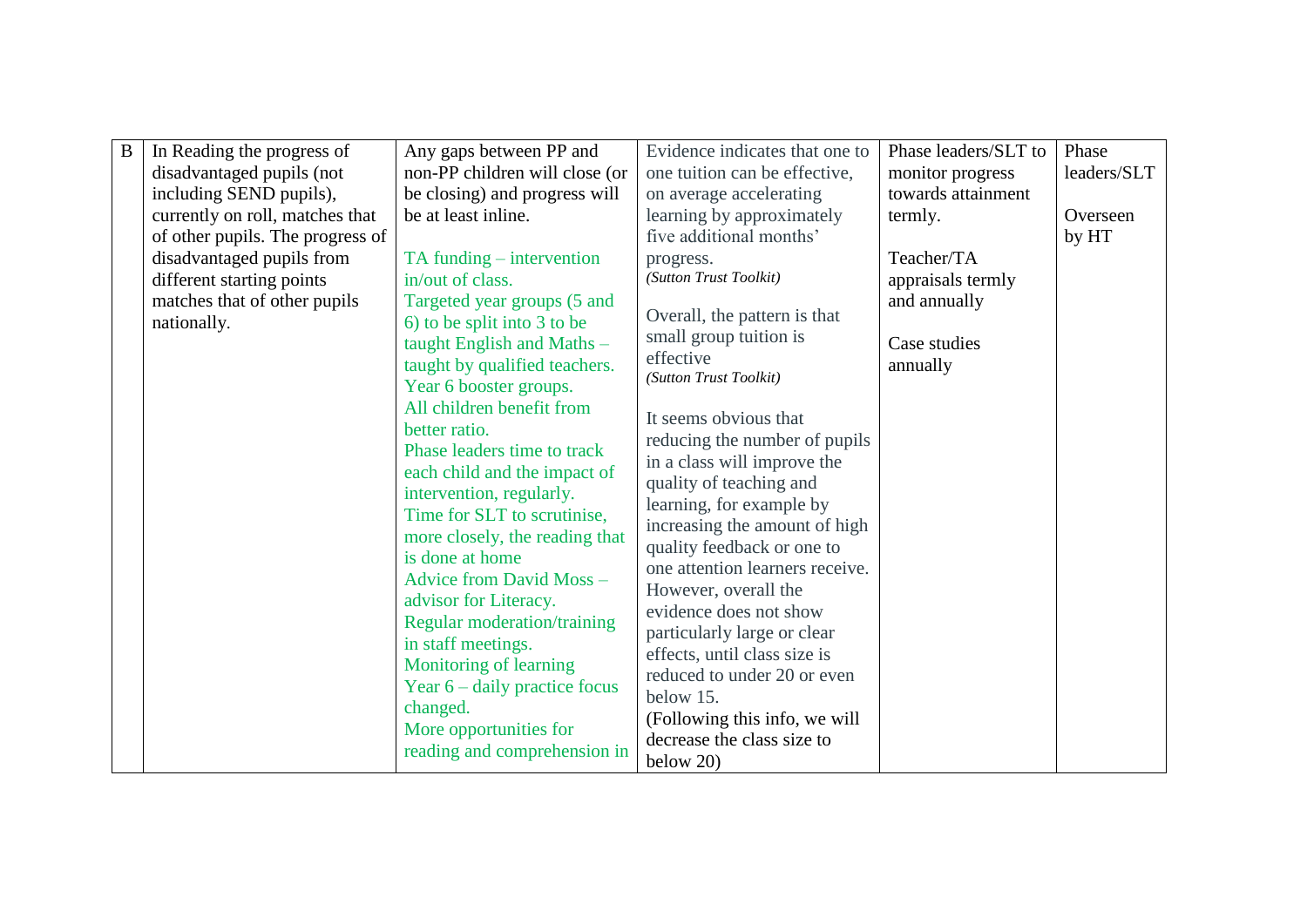| B | In Reading the progress of disadvantaged pupils (not including SEND pupils), currently on roll, matches that of other pupils. The progress of disadvantaged pupils from different starting points matches that of other pupils nationally. | Any gaps between PP and non-PP children will close (or be closing) and progress will be at least inline.<br><br>TA funding – intervention in/out of class.<br>Targeted year groups (5 and 6) to be split into 3 to be taught English and Maths – taught by qualified teachers.<br>Year 6 booster groups.<br>All children benefit from better ratio.<br>Phase leaders time to track each child and the impact of intervention, regularly.<br>Time for SLT to scrutinise, more closely, the reading that is done at home<br>Advice from David Moss – advisor for Literacy.<br>Regular moderation/training in staff meetings.<br>Monitoring of learning<br>Year 6 – daily practice focus changed.<br>More opportunities for reading and comprehension in | Evidence indicates that one to one tuition can be effective, on average accelerating learning by approximately five additional months' progress.<br>*(Sutton Trust Toolkit)*<br><br>Overall, the pattern is that small group tuition is effective<br>*(Sutton Trust Toolkit)*<br><br>It seems obvious that reducing the number of pupils in a class will improve the quality of teaching and learning, for example by increasing the amount of high quality feedback or one to one attention learners receive. However, overall the evidence does not show particularly large or clear effects, until class size is reduced to under 20 or even below 15.<br>(Following this info, we will decrease the class size to below 20) | Phase leaders/SLT to monitor progress towards attainment termly.<br><br>Teacher/TA appraisals termly and annually<br><br>Case studies annually | Phase leaders/SLT<br><br>Overseen by HT |
|---|---|---|---|---|---|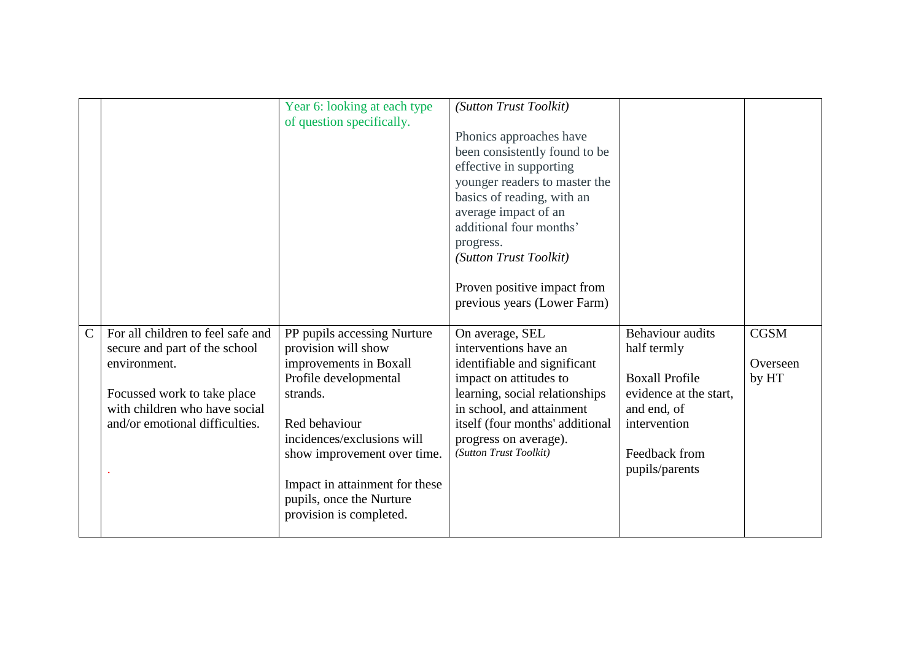| | | | | | |
|---|---|---|---|---|---|
| | | Year 6: looking at each type of question specifically. | *(Sutton Trust Toolkit)*<br><br>Phonics approaches have been consistently found to be effective in supporting younger readers to master the basics of reading, with an average impact of an additional four months' progress.<br>*(Sutton Trust Toolkit)*<br><br>Proven positive impact from previous years (Lower Farm) | | |
| C | For all children to feel safe and secure and part of the school environment.<br><br>Focussed work to take place with children who have social and/or emotional difficulties.<br><br>. | PP pupils accessing Nurture provision will show improvements in Boxall Profile developmental strands.<br><br>Red behaviour incidences/exclusions will show improvement over time.<br><br>Impact in attainment for these pupils, once the Nurture provision is completed. | On average, SEL interventions have an identifiable and significant impact on attitudes to learning, social relationships in school, and attainment itself (four months' additional progress on average).<br>*(Sutton Trust Toolkit)* | Behaviour audits half termly<br><br>Boxall Profile evidence at the start, and end, of intervention<br><br>Feedback from pupils/parents | CGSM<br><br>Overseen by HT |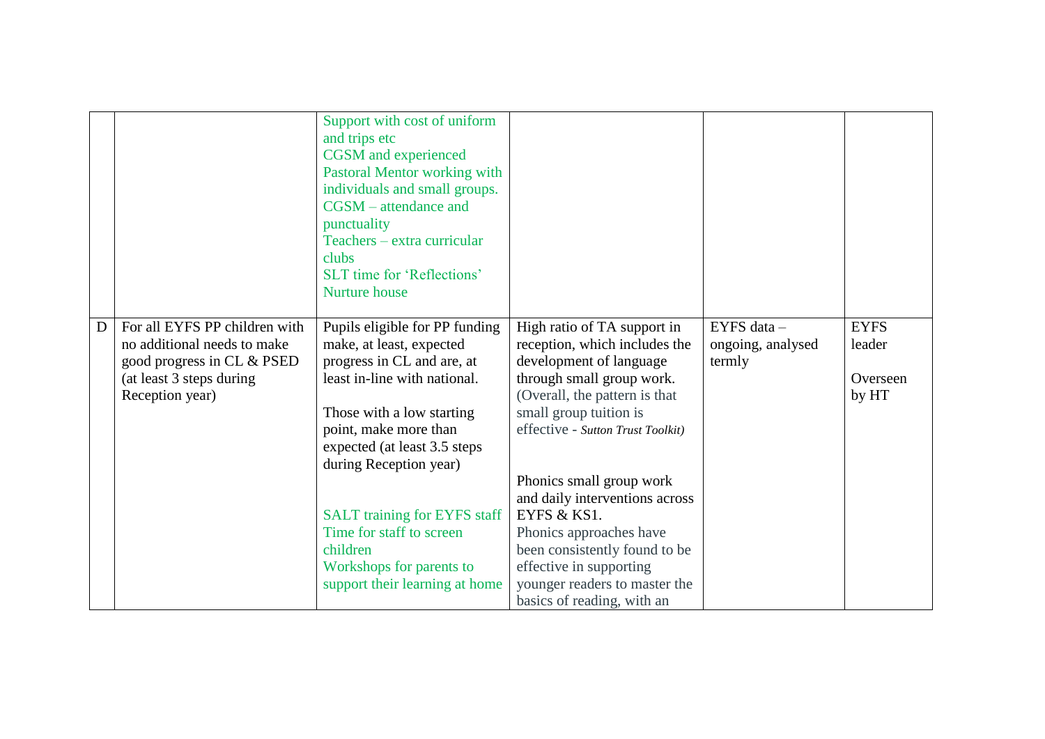| | | | | | |
|---|---|---|---|---|---|
| | | Support with cost of uniform and trips etc<br>CGSM and experienced Pastoral Mentor working with individuals and small groups.<br>CGSM – attendance and punctuality<br>Teachers – extra curricular clubs<br>SLT time for 'Reflections'<br>Nurture house | | | |
| D | For all EYFS PP children with no additional needs to make good progress in CL & PSED (at least 3 steps during Reception year) | Pupils eligible for PP funding make, at least, expected progress in CL and are, at least in-line with national.<br><br>Those with a low starting point, make more than expected (at least 3.5 steps during Reception year)<br><br>SALT training for EYFS staff<br>Time for staff to screen children<br>Workshops for parents to support their learning at home | High ratio of TA support in reception, which includes the development of language through small group work.<br>(Overall, the pattern is that small group tuition is effective - *Sutton Trust Toolkit)*<br><br>Phonics small group work and daily interventions across EYFS & KS1.<br>Phonics approaches have been consistently found to be effective in supporting younger readers to master the basics of reading, with an | EYFS data – ongoing, analysed termly | EYFS leader<br><br>Overseen by HT |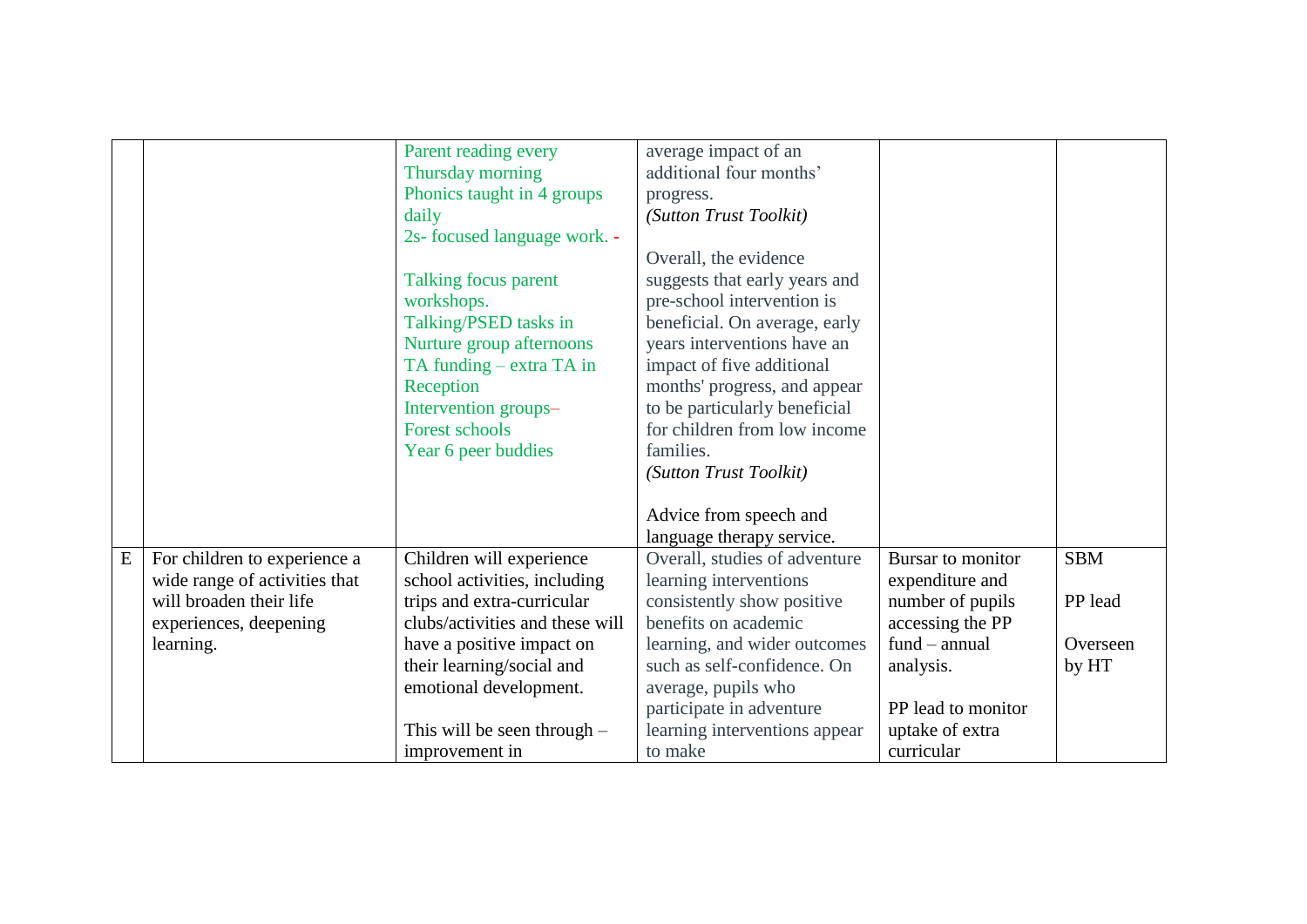|  |  |  |  |  |  |
|---|---|---|---|---|---|
|  |  | Parent reading every Thursday morning<br>Phonics taught in 4 groups daily<br>2s- focused language work. -<br><br>Talking focus parent workshops.<br>Talking/PSED tasks in Nurture group afternoons<br>TA funding – extra TA in Reception<br>Intervention groups–<br>Forest schools<br>Year 6 peer buddies | average impact of an additional four months' progress.<br>*(Sutton Trust Toolkit)*<br><br>Overall, the evidence suggests that early years and pre-school intervention is beneficial. On average, early years interventions have an impact of five additional months' progress, and appear to be particularly beneficial for children from low income families.<br>*(Sutton Trust Toolkit)*<br><br>Advice from speech and language therapy service. |  |  |
| E | For children to experience a wide range of activities that will broaden their life experiences, deepening learning. | Children will experience school activities, including trips and extra-curricular clubs/activities and these will have a positive impact on their learning/social and emotional development.<br><br>This will be seen through – improvement in | Overall, studies of adventure learning interventions consistently show positive benefits on academic learning, and wider outcomes such as self-confidence. On average, pupils who participate in adventure learning interventions appear to make | Bursar to monitor expenditure and number of pupils accessing the PP fund – annual analysis.<br><br>PP lead to monitor uptake of extra curricular | SBM<br><br>PP lead<br><br>Overseen by HT |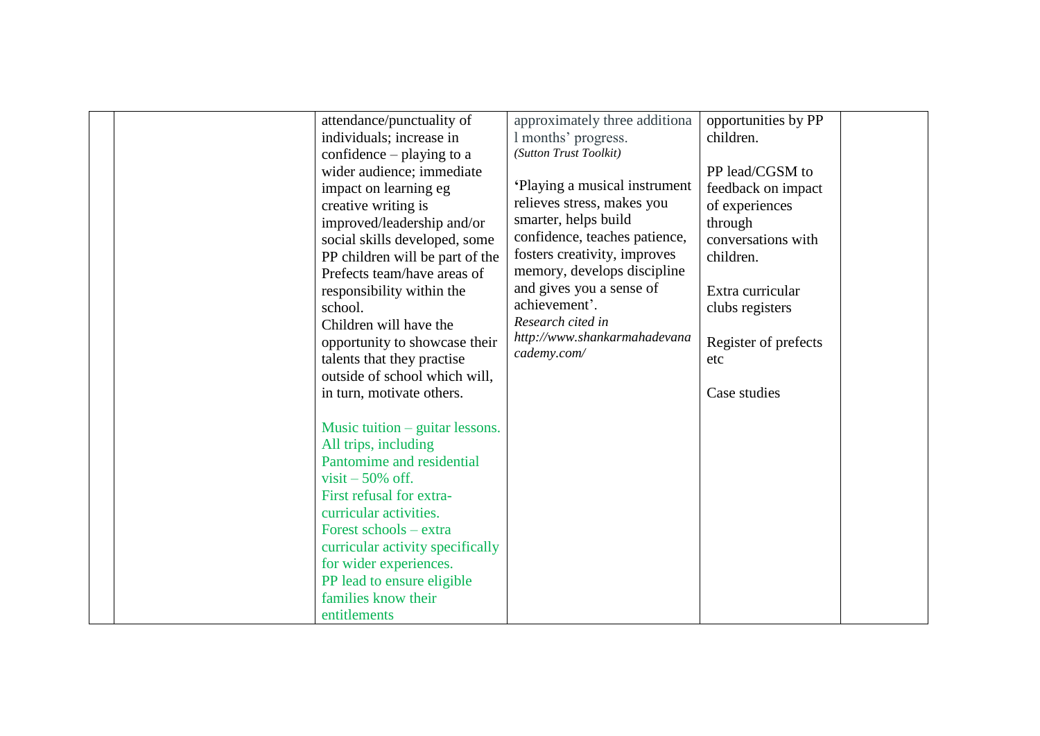|  |  | attendance/punctuality of individuals; increase in confidence – playing to a wider audience; immediate impact on learning eg creative writing is improved/leadership and/or social skills developed, some PP children will be part of the Prefects team/have areas of responsibility within the school.<br>Children will have the opportunity to showcase their talents that they practise outside of school which will, in turn, motivate others.<br><br>Music tuition – guitar lessons.<br>All trips, including Pantomime and residential visit – 50% off.<br>First refusal for extra-curricular activities.<br>Forest schools – extra curricular activity specifically for wider experiences.<br>PP lead to ensure eligible families know their entitlements | approximately three additional months' progress.<br>*(Sutton Trust Toolkit)*<br><br>'Playing a musical instrument relieves stress, makes you smarter, helps build confidence, teaches patience, fosters creativity, improves memory, develops discipline and gives you a sense of achievement'.<br>*Research cited in http://www.shankarmahadevanacademy.com/* | opportunities by PP children.<br><br>PP lead/CGSM to feedback on impact of experiences through conversations with children.<br><br>Extra curricular clubs registers<br><br>Register of prefects etc<br><br>Case studies |  |
|---|---|---|---|---|---|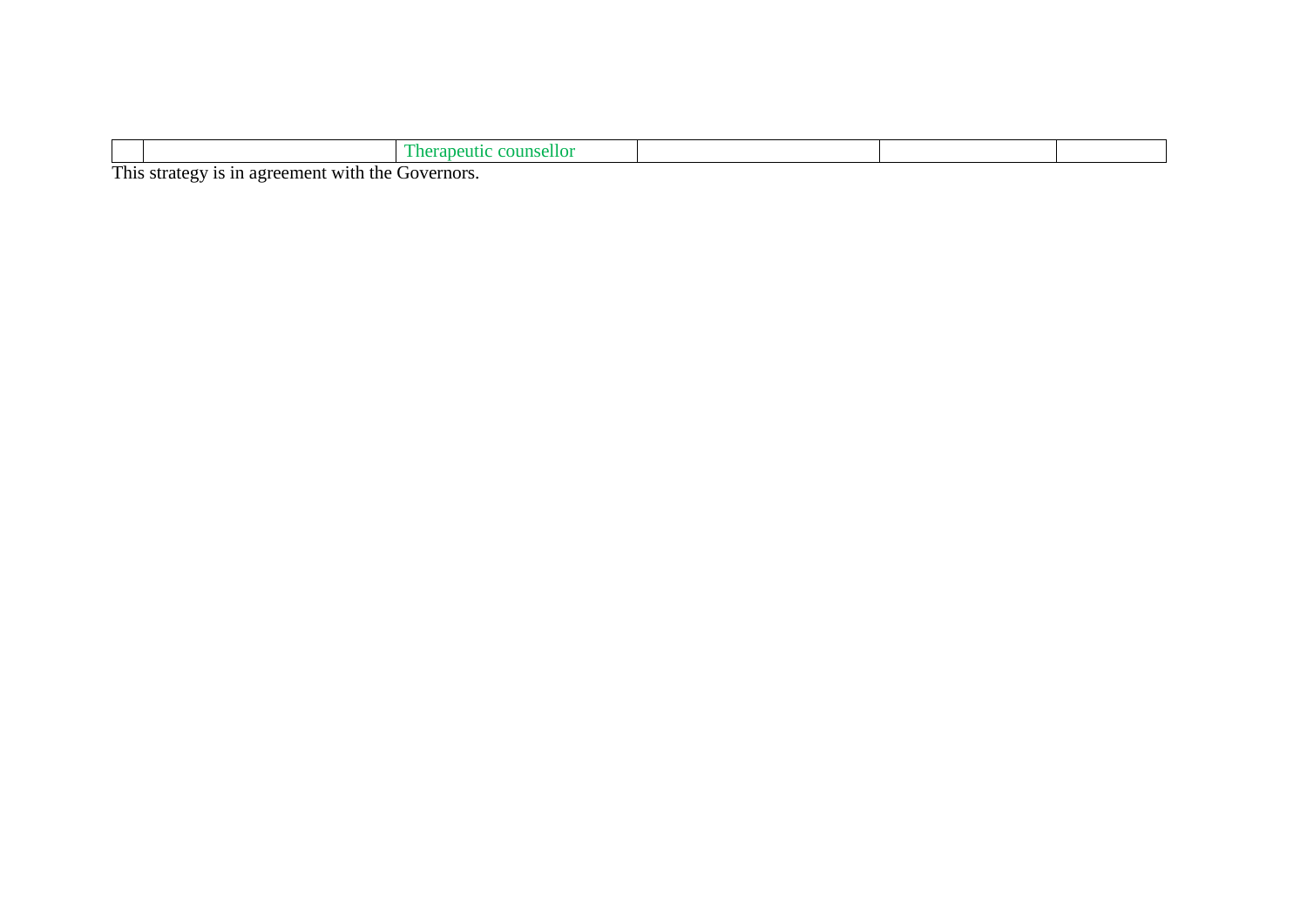| | | | | | |
|---|---|---|---|---|---|
| | | Therapeutic counsellor | | | |

This strategy is in agreement with the Governors.